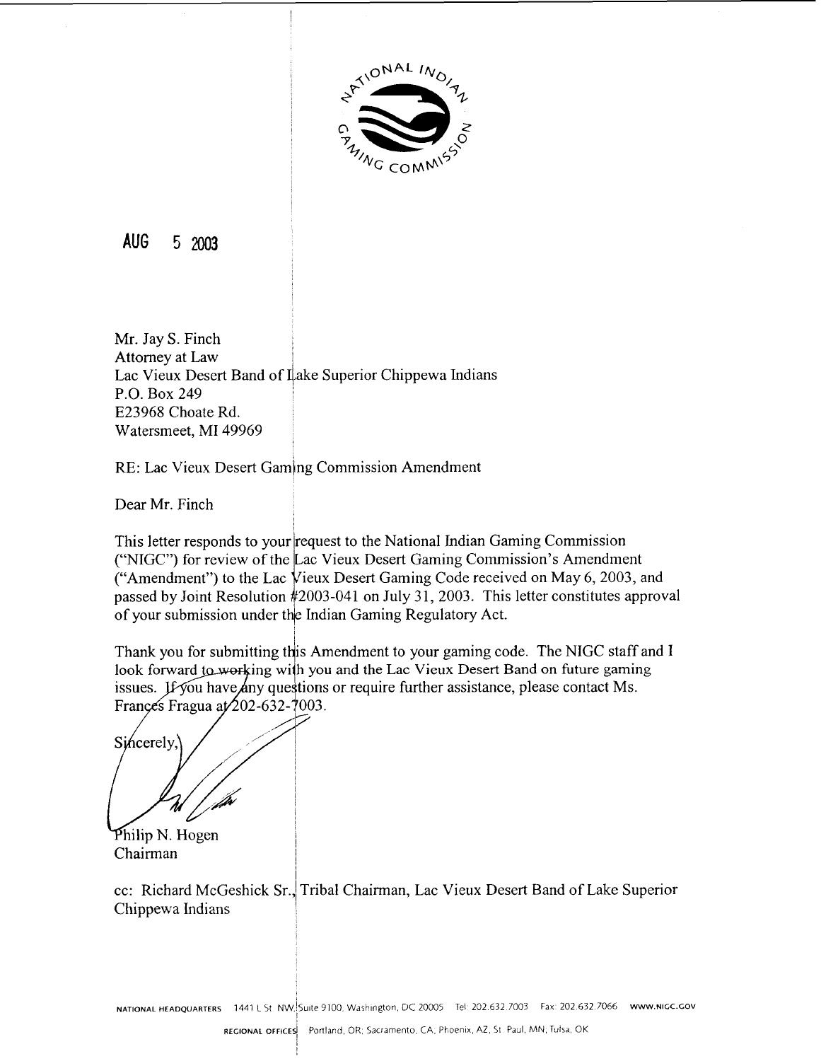AUG 5 2003

Mr. Jay S. Finch
Attorney at Law
Lac Vieux Desert Band of Lake Superior Chippewa Indians
P.O. Box 249
E23968 Choate Rd.
Watersmeet, MI 49969

RE: Lac Vieux Desert Gaming Commission Amendment

Dear Mr. Finch

This letter responds to your request to the National Indian Gaming Commission ("NIGC") for review of the Lac Vieux Desert Gaming Commission's Amendment ("Amendment") to the Lac Vieux Desert Gaming Code received on May 6, 2003, and passed by Joint Resolution #2003-041 on July 31, 2003. This letter constitutes approval of your submission under the Indian Gaming Regulatory Act.

Thank you for submitting this Amendment to your gaming code. The NIGC staff and I look forward to working with you and the Lac Vieux Desert Band on future gaming issues. If you have any questions or require further assistance, please contact Ms. Frances Fragua at 202-632-7003.

Sincerely,

Philip N. Hogen
Chairman

cc: Richard McGeshick Sr., Tribal Chairman, Lac Vieux Desert Band of Lake Superior Chippewa Indians

NATIONAL HEADQUARTERS 1441 L St. NW, Suite 9100, Washington, DC 20005 Tel: 202.632.7003 Fax: 202.632.7066 WWW.NIGC.GOV

REGIONAL OFFICES Portland, OR; Sacramento, CA; Phoenix, AZ; St. Paul, MN; Tulsa, OK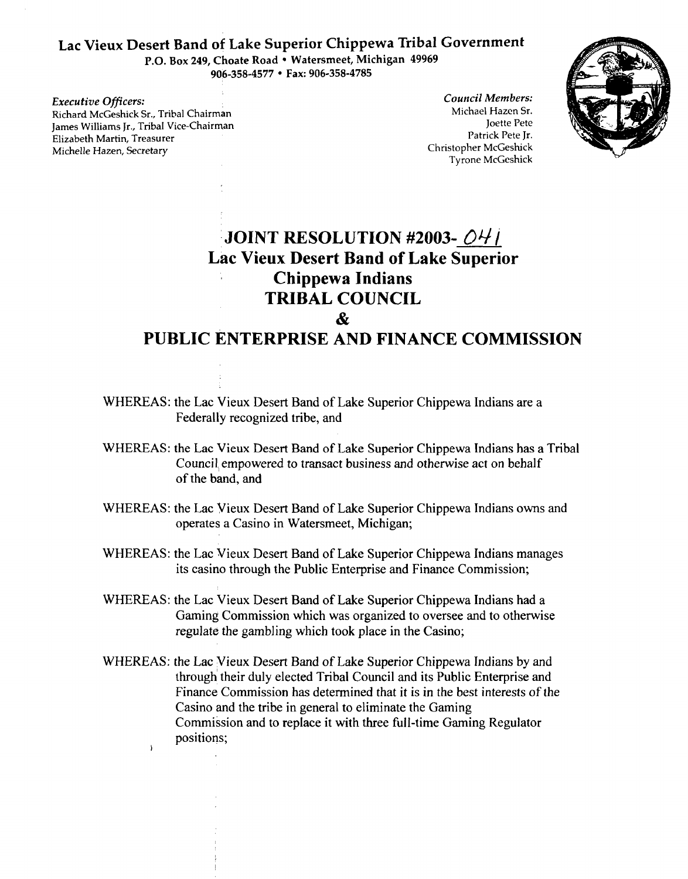**Lac Vieux Desert Band of Lake Superior Chippewa Tribal Government**
P.O. Box 249, Choate Road • Watersmeet, Michigan 49969
906-358-4577 • Fax: 906-358-4785

*Executive Officers:*
Richard McGeshick Sr., Tribal Chairman
James Williams Jr., Tribal Vice-Chairman
Elizabeth Martin, Treasurer
Michelle Hazen, Secretary

*Council Members:*
Michael Hazen Sr.
Joette Pete
Patrick Pete Jr.
Christopher McGeshick
Tyrone McGeshick

# JOINT RESOLUTION #2003-041
# Lac Vieux Desert Band of Lake Superior Chippewa Indians
# TRIBAL COUNCIL
# &
# PUBLIC ENTERPRISE AND FINANCE COMMISSION

WHEREAS: the Lac Vieux Desert Band of Lake Superior Chippewa Indians are a Federally recognized tribe, and

WHEREAS: the Lac Vieux Desert Band of Lake Superior Chippewa Indians has a Tribal Council empowered to transact business and otherwise act on behalf of the band, and

WHEREAS: the Lac Vieux Desert Band of Lake Superior Chippewa Indians owns and operates a Casino in Watersmeet, Michigan;

WHEREAS: the Lac Vieux Desert Band of Lake Superior Chippewa Indians manages its casino through the Public Enterprise and Finance Commission;

WHEREAS: the Lac Vieux Desert Band of Lake Superior Chippewa Indians had a Gaming Commission which was organized to oversee and to otherwise regulate the gambling which took place in the Casino;

WHEREAS: the Lac Vieux Desert Band of Lake Superior Chippewa Indians by and through their duly elected Tribal Council and its Public Enterprise and Finance Commission has determined that it is in the best interests of the Casino and the tribe in general to eliminate the Gaming Commission and to replace it with three full-time Gaming Regulator positions;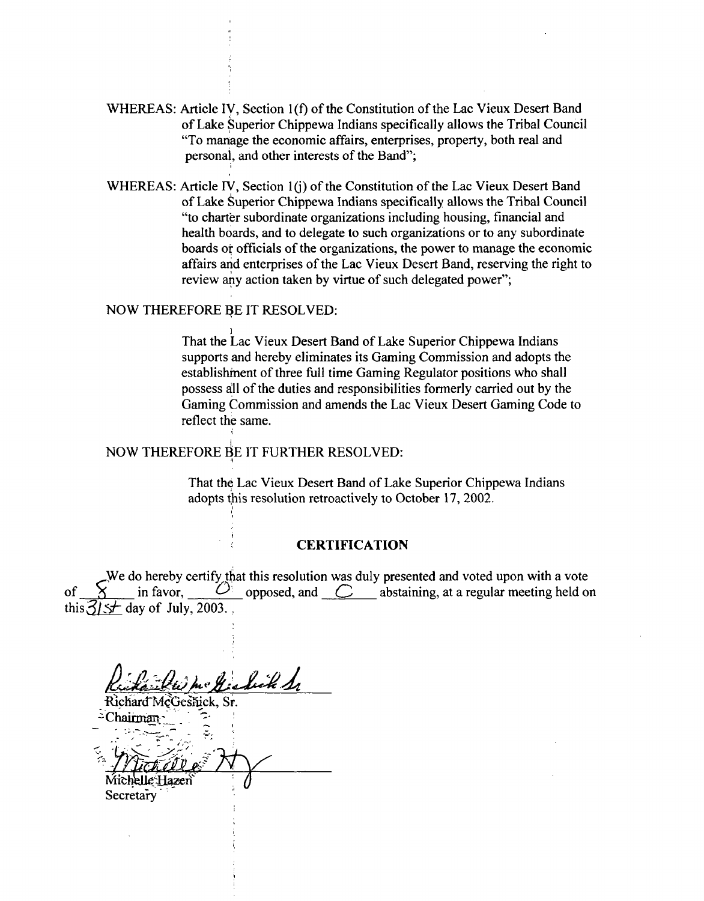WHEREAS: Article IV, Section 1(f) of the Constitution of the Lac Vieux Desert Band of Lake Superior Chippewa Indians specifically allows the Tribal Council "To manage the economic affairs, enterprises, property, both real and personal, and other interests of the Band";

WHEREAS: Article IV, Section 1(j) of the Constitution of the Lac Vieux Desert Band of Lake Superior Chippewa Indians specifically allows the Tribal Council "to charter subordinate organizations including housing, financial and health boards, and to delegate to such organizations or to any subordinate boards or officials of the organizations, the power to manage the economic affairs and enterprises of the Lac Vieux Desert Band, reserving the right to review any action taken by virtue of such delegated power";

NOW THEREFORE BE IT RESOLVED:

That the Lac Vieux Desert Band of Lake Superior Chippewa Indians supports and hereby eliminates its Gaming Commission and adopts the establishment of three full time Gaming Regulator positions who shall possess all of the duties and responsibilities formerly carried out by the Gaming Commission and amends the Lac Vieux Desert Gaming Code to reflect the same.

NOW THEREFORE BE IT FURTHER RESOLVED:

That the Lac Vieux Desert Band of Lake Superior Chippewa Indians adopts this resolution retroactively to October 17, 2002.

## CERTIFICATION

We do hereby certify that this resolution was duly presented and voted upon with a vote of 8 in favor, 0 opposed, and 0 abstaining, at a regular meeting held on this 31st day of July, 2003.

Richard McGeshick, Sr.
Chairman

Michelle Hazen
Secretary